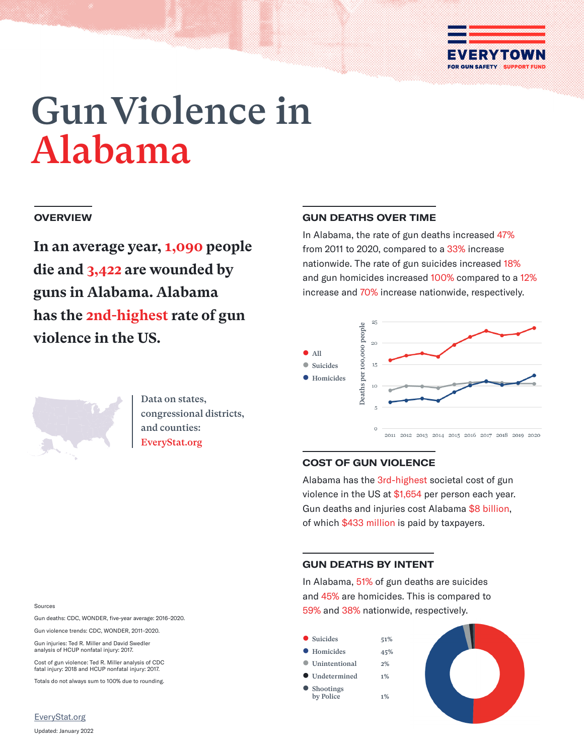EVERYTOWN FOR GUN SAFETY SUPPORT FUND

# Gun Violence in Alabama

## OVERVIEW

**In an average year, 1,090 people die and 3,422 are wounded by guns in Alabama. Alabama has the 2nd-highest rate of gun violence in the US.**

Data on states, congressional districts, and counties: EveryStat.org

## GUN DEATHS OVER TIME

In Alabama, the rate of gun deaths increased 47% from 2011 to 2020, compared to a 33% increase nationwide. The rate of gun suicides increased 18% and gun homicides increased 100% compared to a 12% increase and 70% increase nationwide, respectively.

- All
- Suicides
- Homicides

Deaths per 100,000 people

## COST OF GUN VIOLENCE

Alabama has the 3rd-highest societal cost of gun violence in the US at $1,654 per person each year. Gun deaths and injuries cost Alabama $8 billion, of which $433 million is paid by taxpayers.

## GUN DEATHS BY INTENT

In Alabama, 51% of gun deaths are suicides and 45% are homicides. This is compared to 59% and 38% nationwide, respectively.

| Intent | Percent |
|---|---|
| Suicides | 51% |
| Homicides | 45% |
| Unintentional | 2% |
| Undetermined | 1% |
| Shootings by Police | 1% |

Sources

Gun deaths: CDC, WONDER, five-year average: 2016–2020.

Gun violence trends: CDC, WONDER, 2011–2020.

Gun injuries: Ted R. Miller and David Swedler analysis of HCUP nonfatal injury: 2017.

Cost of gun violence: Ted R. Miller analysis of CDC fatal injury: 2018 and HCUP nonfatal injury: 2017.

Totals do not always sum to 100% due to rounding.

EveryStat.org

Updated: January 2022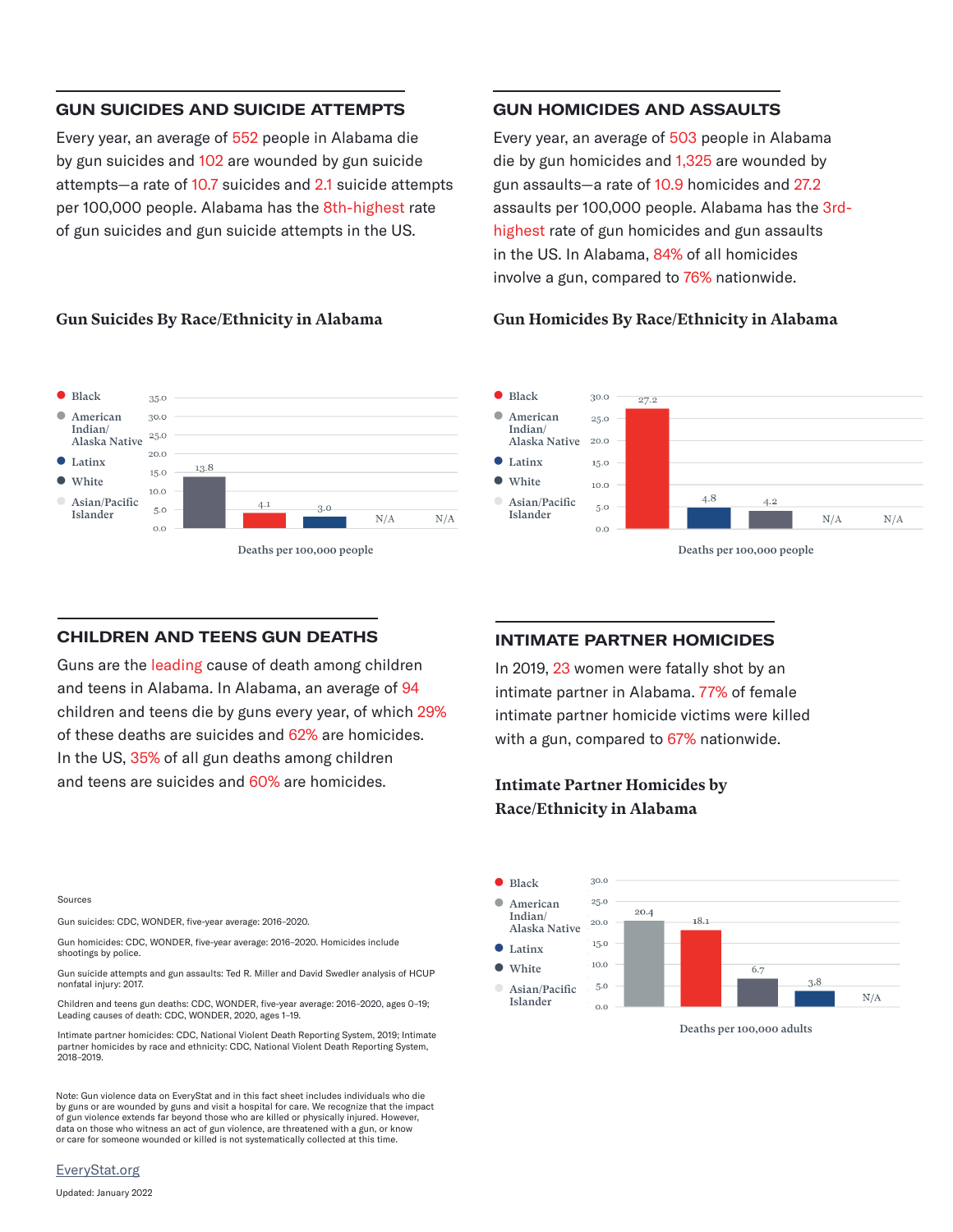## GUN SUICIDES AND SUICIDE ATTEMPTS

Every year, an average of 552 people in Alabama die by gun suicides and 102 are wounded by gun suicide attempts—a rate of 10.7 suicides and 2.1 suicide attempts per 100,000 people. Alabama has the 8th-highest rate of gun suicides and gun suicide attempts in the US.

### Gun Suicides By Race/Ethnicity in Alabama

Black
American Indian/ Alaska Native
Latinx
White
Asian/Pacific Islander

35.0
30.0
25.0
20.0
15.0
10.0
5.0
0.0

13.8
4.1
3.0
N/A
N/A

Deaths per 100,000 people

## GUN HOMICIDES AND ASSAULTS

Every year, an average of 503 people in Alabama die by gun homicides and 1,325 are wounded by gun assaults—a rate of 10.9 homicides and 27.2 assaults per 100,000 people. Alabama has the 3rd-highest rate of gun homicides and gun assaults in the US. In Alabama, 84% of all homicides involve a gun, compared to 76% nationwide.

### Gun Homicides By Race/Ethnicity in Alabama

Black
American Indian/ Alaska Native
Latinx
White
Asian/Pacific Islander

30.0
25.0
20.0
15.0
10.0
5.0
0.0

27.2
4.8
4.2
N/A
N/A

Deaths per 100,000 people

## CHILDREN AND TEENS GUN DEATHS

Guns are the leading cause of death among children and teens in Alabama. In Alabama, an average of 94 children and teens die by guns every year, of which 29% of these deaths are suicides and 62% are homicides. In the US, 35% of all gun deaths among children and teens are suicides and 60% are homicides.

## INTIMATE PARTNER HOMICIDES

In 2019, 23 women were fatally shot by an intimate partner in Alabama. 77% of female intimate partner homicide victims were killed with a gun, compared to 67% nationwide.

### Intimate Partner Homicides by Race/Ethnicity in Alabama

Black
American Indian/ Alaska Native
Latinx
White
Asian/Pacific Islander

30.0
25.0
20.0
15.0
10.0
5.0
0.0

20.4
18.1
6.7
3.8
N/A

Deaths per 100,000 adults

Sources

Gun suicides: CDC, WONDER, five-year average: 2016–2020.

Gun homicides: CDC, WONDER, five-year average: 2016–2020. Homicides include shootings by police.

Gun suicide attempts and gun assaults: Ted R. Miller and David Swedler analysis of HCUP nonfatal injury: 2017.

Children and teens gun deaths: CDC, WONDER, five-year average: 2016–2020, ages 0–19; Leading causes of death: CDC, WONDER, 2020, ages 1–19.

Intimate partner homicides: CDC, National Violent Death Reporting System, 2019; Intimate partner homicides by race and ethnicity: CDC, National Violent Death Reporting System, 2018–2019.

Note: Gun violence data on EveryStat and in this fact sheet includes individuals who die by guns or are wounded by guns and visit a hospital for care. We recognize that the impact of gun violence extends far beyond those who are killed or physically injured. However, data on those who witness an act of gun violence, are threatened with a gun, or know or care for someone wounded or killed is not systematically collected at this time.

EveryStat.org

Updated: January 2022